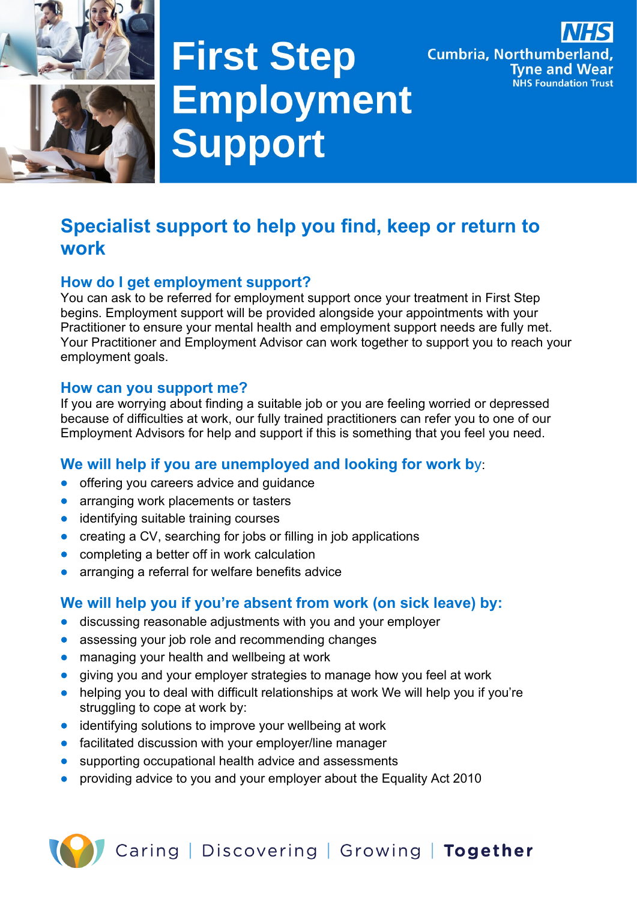# First Step Employment Support

NHS Cumbria, Northumberland, Tyne and Wear NHS Foundation Trust

## Specialist support to help you find, keep or return to work

### How do I get employment support?

You can ask to be referred for employment support once your treatment in First Step begins. Employment support will be provided alongside your appointments with your Practitioner to ensure your mental health and employment support needs are fully met. Your Practitioner and Employment Advisor can work together to support you to reach your employment goals.

### How can you support me?

If you are worrying about finding a suitable job or you are feeling worried or depressed because of difficulties at work, our fully trained practitioners can refer you to one of our Employment Advisors for help and support if this is something that you feel you need.

### We will help if you are unemployed and looking for work by:

- offering you careers advice and guidance
- arranging work placements or tasters
- identifying suitable training courses
- creating a CV, searching for jobs or filling in job applications
- completing a better off in work calculation
- arranging a referral for welfare benefits advice

### We will help you if you're absent from work (on sick leave) by:

- discussing reasonable adjustments with you and your employer
- assessing your job role and recommending changes
- managing your health and wellbeing at work
- giving you and your employer strategies to manage how you feel at work
- helping you to deal with difficult relationships at work We will help you if you're struggling to cope at work by:
- identifying solutions to improve your wellbeing at work
- facilitated discussion with your employer/line manager
- supporting occupational health advice and assessments
- providing advice to you and your employer about the Equality Act 2010

Caring | Discovering | Growing | **Together**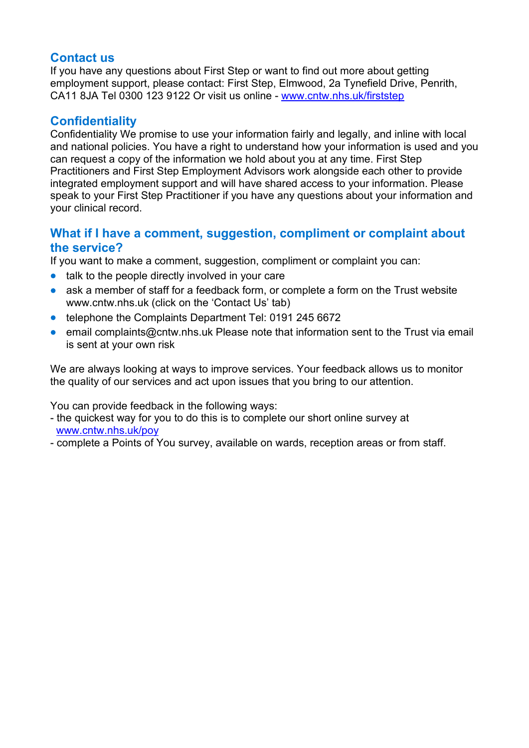## Contact us

If you have any questions about First Step or want to find out more about getting employment support, please contact: First Step, Elmwood, 2a Tynefield Drive, Penrith, CA11 8JA Tel 0300 123 9122 Or visit us online - [www.cntw.nhs.uk/firststep](www.cntw.nhs.uk/firststep)

## Confidentiality

Confidentiality We promise to use your information fairly and legally, and inline with local and national policies. You have a right to understand how your information is used and you can request a copy of the information we hold about you at any time. First Step Practitioners and First Step Employment Advisors work alongside each other to provide integrated employment support and will have shared access to your information. Please speak to your First Step Practitioner if you have any questions about your information and your clinical record.

## What if I have a comment, suggestion, compliment or complaint about the service?

If you want to make a comment, suggestion, compliment or complaint you can:

- talk to the people directly involved in your care
- ask a member of staff for a feedback form, or complete a form on the Trust website www.cntw.nhs.uk (click on the 'Contact Us' tab)
- telephone the Complaints Department Tel: 0191 245 6672
- email complaints@cntw.nhs.uk Please note that information sent to the Trust via email is sent at your own risk

We are always looking at ways to improve services. Your feedback allows us to monitor the quality of our services and act upon issues that you bring to our attention.

You can provide feedback in the following ways:
- the quickest way for you to do this is to complete our short online survey at [www.cntw.nhs.uk/poy](www.cntw.nhs.uk/poy)
- complete a Points of You survey, available on wards, reception areas or from staff.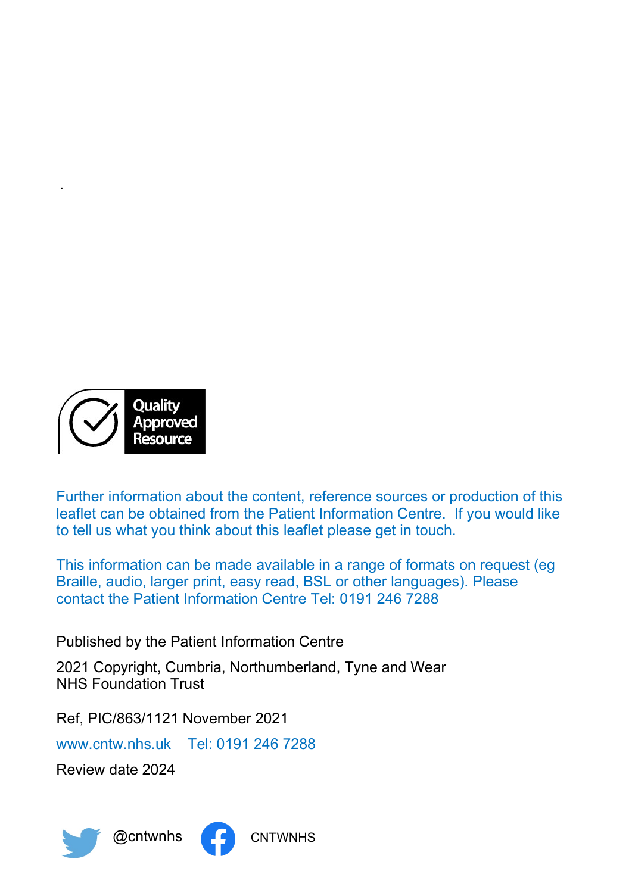.

Quality Approved Resource

Further information about the content, reference sources or production of this leaflet can be obtained from the Patient Information Centre. If you would like to tell us what you think about this leaflet please get in touch.

This information can be made available in a range of formats on request (eg Braille, audio, larger print, easy read, BSL or other languages). Please contact the Patient Information Centre Tel: 0191 246 7288

Published by the Patient Information Centre

2021 Copyright, Cumbria, Northumberland, Tyne and Wear NHS Foundation Trust

Ref, PIC/863/1121 November 2021

www.cntw.nhs.uk Tel: 0191 246 7288

Review date 2024

@cntwnhs CNTWNHS